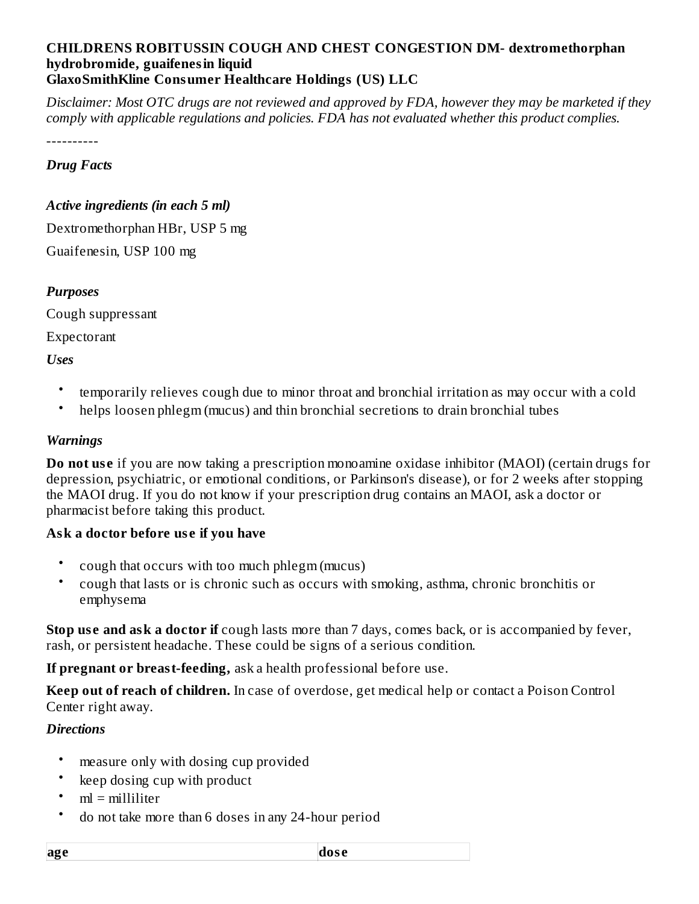**CHILDRENS ROBITUSSIN COUGH AND CHEST CONGESTION DM- dextromethorphan hydrobromide, guaifenesin liquid**
**GlaxoSmithKline Consumer Healthcare Holdings (US) LLC**

*Disclaimer: Most OTC drugs are not reviewed and approved by FDA, however they may be marketed if they comply with applicable regulations and policies. FDA has not evaluated whether this product complies.*

----------

***Drug Facts***

***Active ingredients (in each 5 ml)***

Dextromethorphan HBr, USP 5 mg

Guaifenesin, USP 100 mg

***Purposes***

Cough suppressant

Expectorant

***Uses***

- temporarily relieves cough due to minor throat and bronchial irritation as may occur with a cold
- helps loosen phlegm (mucus) and thin bronchial secretions to drain bronchial tubes

***Warnings***

**Do not use** if you are now taking a prescription monoamine oxidase inhibitor (MAOI) (certain drugs for depression, psychiatric, or emotional conditions, or Parkinson's disease), or for 2 weeks after stopping the MAOI drug. If you do not know if your prescription drug contains an MAOI, ask a doctor or pharmacist before taking this product.

**Ask a doctor before use if you have**

- cough that occurs with too much phlegm (mucus)
- cough that lasts or is chronic such as occurs with smoking, asthma, chronic bronchitis or emphysema

**Stop use and ask a doctor if** cough lasts more than 7 days, comes back, or is accompanied by fever, rash, or persistent headache. These could be signs of a serious condition.

**If pregnant or breast-feeding,** ask a health professional before use.

**Keep out of reach of children.** In case of overdose, get medical help or contact a Poison Control Center right away.

***Directions***

- measure only with dosing cup provided
- keep dosing cup with product
- ml = milliliter
- do not take more than 6 doses in any 24-hour period

| **age** | **dose** |
| --- | --- |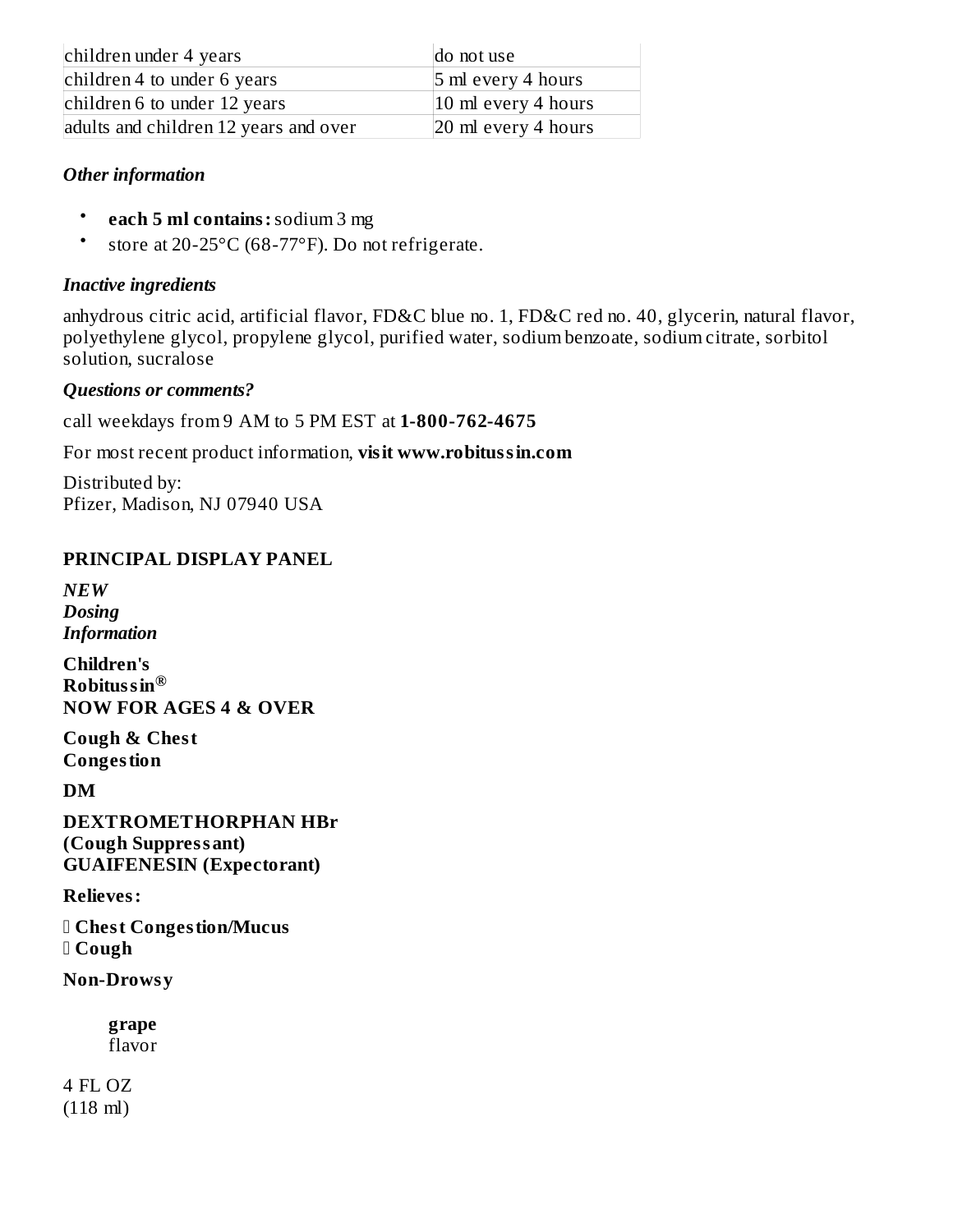| | |
|---|---|
| children under 4 years | do not use |
| children 4 to under 6 years | 5 ml every 4 hours |
| children 6 to under 12 years | 10 ml every 4 hours |
| adults and children 12 years and over | 20 ml every 4 hours |

### *Other information*

- **each 5 ml contains:** sodium 3 mg
- store at 20-25°C (68-77°F). Do not refrigerate.

### *Inactive ingredients*

anhydrous citric acid, artificial flavor, FD&C blue no. 1, FD&C red no. 40, glycerin, natural flavor, polyethylene glycol, propylene glycol, purified water, sodium benzoate, sodium citrate, sorbitol solution, sucralose

### *Questions or comments?*

call weekdays from 9 AM to 5 PM EST at **1-800-762-4675**

For most recent product information, **visit www.robitussin.com**

Distributed by:
Pfizer, Madison, NJ 07940 USA

## PRINCIPAL DISPLAY PANEL

***NEW***
***Dosing***
***Information***

**Children's**
**Robitussin®**
**NOW FOR AGES 4 & OVER**

**Cough & Chest**
**Congestion**

**DM**

**DEXTROMETHORPHAN HBr**
**(Cough Suppressant)**
**GUAIFENESIN (Expectorant)**

**Relieves:**

**Chest Congestion/Mucus**
**Cough**

**Non-Drowsy**

**grape**
flavor

4 FL OZ
(118 ml)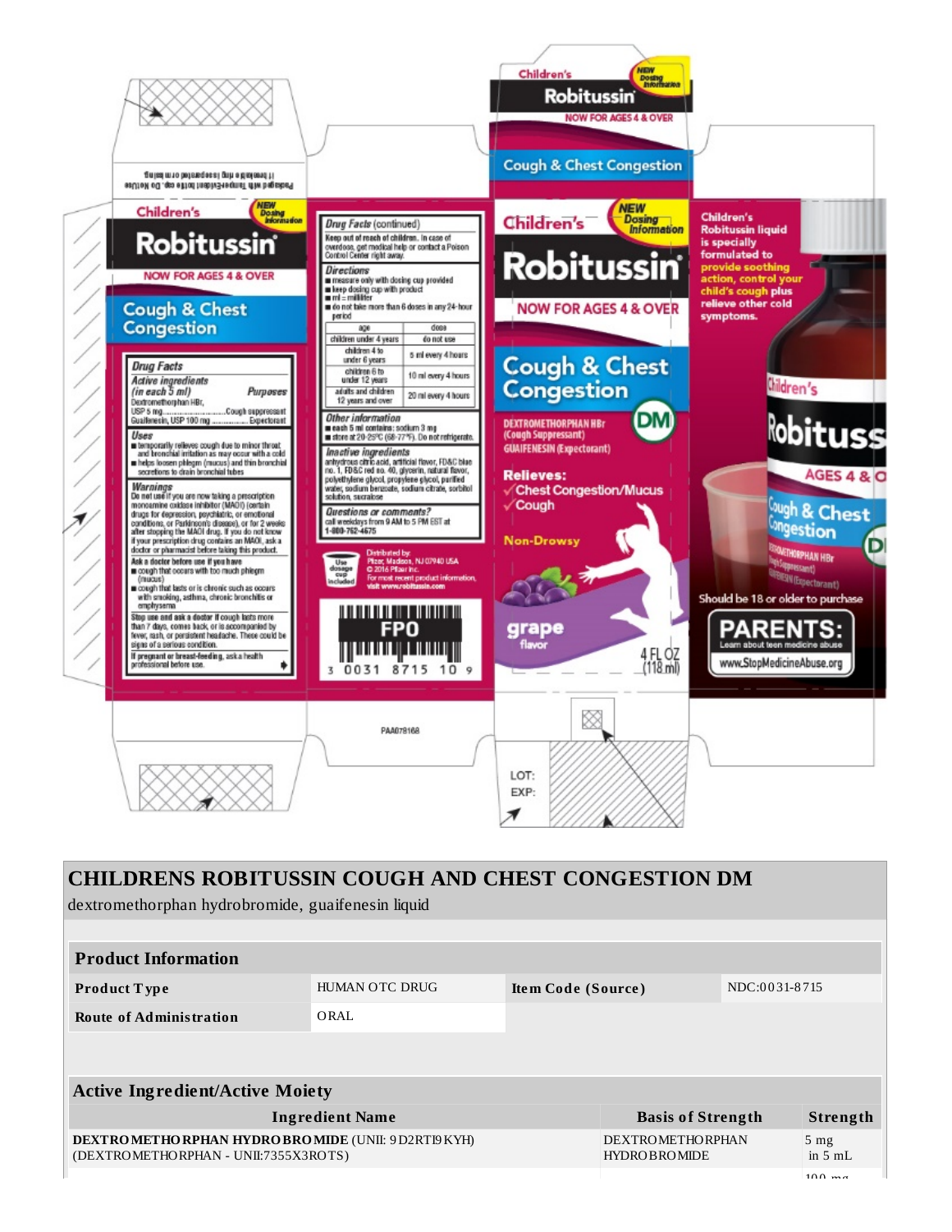Packaged with TamperEvident bottle cap. Do Not Use if breakable ring is separated or missing.

Children's Robitussin®

NEW Dosing Information

NOW FOR AGES 4 & OVER

Cough & Chest Congestion

**Drug Facts**

**Active ingredients (in each 5 ml)** — **Purposes**

Dextromethorphan HBr, USP 5 mg........Cough suppressant

Guaifenesin, USP 100 mg........Expectorant

**Uses**

- temporarily relieves cough due to minor throat and bronchial irritation as may occur with a cold
- helps loosen phlegm (mucus) and thin bronchial secretions to drain bronchial tubes

**Warnings**

**Do not use** if you are now taking a prescription monoamine oxidase inhibitor (MAOI) (certain drugs for depression, psychiatric, or emotional conditions, or Parkinson's disease), or for 2 weeks after stopping the MAOI drug. If you do not know if your prescription drug contains an MAOI, ask a doctor or pharmacist before taking this product.

**Ask a doctor before use if you have**

- cough that occurs with too much phlegm (mucus)
- cough that lasts or is chronic such as occurs with smoking, asthma, chronic bronchitis or emphysema

**Stop use and ask a doctor if** cough lasts more than 7 days, comes back, or is accompanied by fever, rash, or persistent headache. These could be signs of a serious condition.

**If pregnant or breast-feeding,** ask a health professional before use.

**Drug Facts (continued)**

**Keep out of reach of children.** In case of overdose, get medical help or contact a Poison Control Center right away.

**Directions**

- measure only with dosing cup provided
- keep dosing cup with product
- ml = milliliter
- do not take more than 6 doses in any 24-hour period

| age | dose |
|---|---|
| children under 4 years | do not use |
| children 4 to under 6 years | 5 ml every 4 hours |
| children 6 to under 12 years | 10 ml every 4 hours |
| adults and children 12 years and over | 20 ml every 4 hours |

**Other information**

- each 5 ml contains: sodium 3 mg
- store at 20-25°C (68-77°F). Do not refrigerate.

**Inactive ingredients** anhydrous citric acid, artificial flavor, FD&C blue no. 1, FD&C red no. 40, glycerin, natural flavor, polyethylene glycol, propylene glycol, purified water, sodium benzoate, sodium citrate, sorbitol solution, sucralose

**Questions or comments?** call weekdays from 9 AM to 5 PM EST at 1-800-762-4675

Use dosage cup included

Distributed by: Pfizer, Madison, NJ 07940 USA © 2016 Pfizer Inc. For most recent product information, visit www.robitussin.com

FPO

3 0031 8715 10 9

PAA078168

Children's Robitussin®

NEW Dosing Information

NOW FOR AGES 4 & OVER

Cough & Chest Congestion **DM**

DEXTROMETHORPHAN HBr (Cough Suppressant)
GUAIFENESIN (Expectorant)

**Relieves:**
✓ Chest Congestion/Mucus
✓ Cough

Non-Drowsy

grape flavor

4 FL OZ (118 ml)

Children's Robitussin liquid is specially formulated to provide soothing action, control your child's cough plus relieve other cold symptoms.

Should be 18 or older to purchase

**PARENTS:** Learn about teen medicine abuse www.StopMedicineAbuse.org

LOT:
EXP:

## CHILDRENS ROBITUSSIN COUGH AND CHEST CONGESTION DM

dextromethorphan hydrobromide, guaifenesin liquid

| **Product Information** | | | |
|---|---|---|---|
| **Product Type** | HUMAN OTC DRUG | **Item Code (Source)** | NDC:0031-8715 |
| **Route of Administration** | ORAL | | |

| **Active Ingredient/Active Moiety** | | |
|---|---|---|
| **Ingredient Name** | **Basis of Strength** | **Strength** |
| **DEXTROMETHORPHAN HYDROBROMIDE** (UNII: 9D2RTI9KYH) (DEXTROMETHORPHAN - UNII:7355X3ROTS) | DEXTROMETHORPHAN HYDROBROMIDE | 5 mg in 5 mL |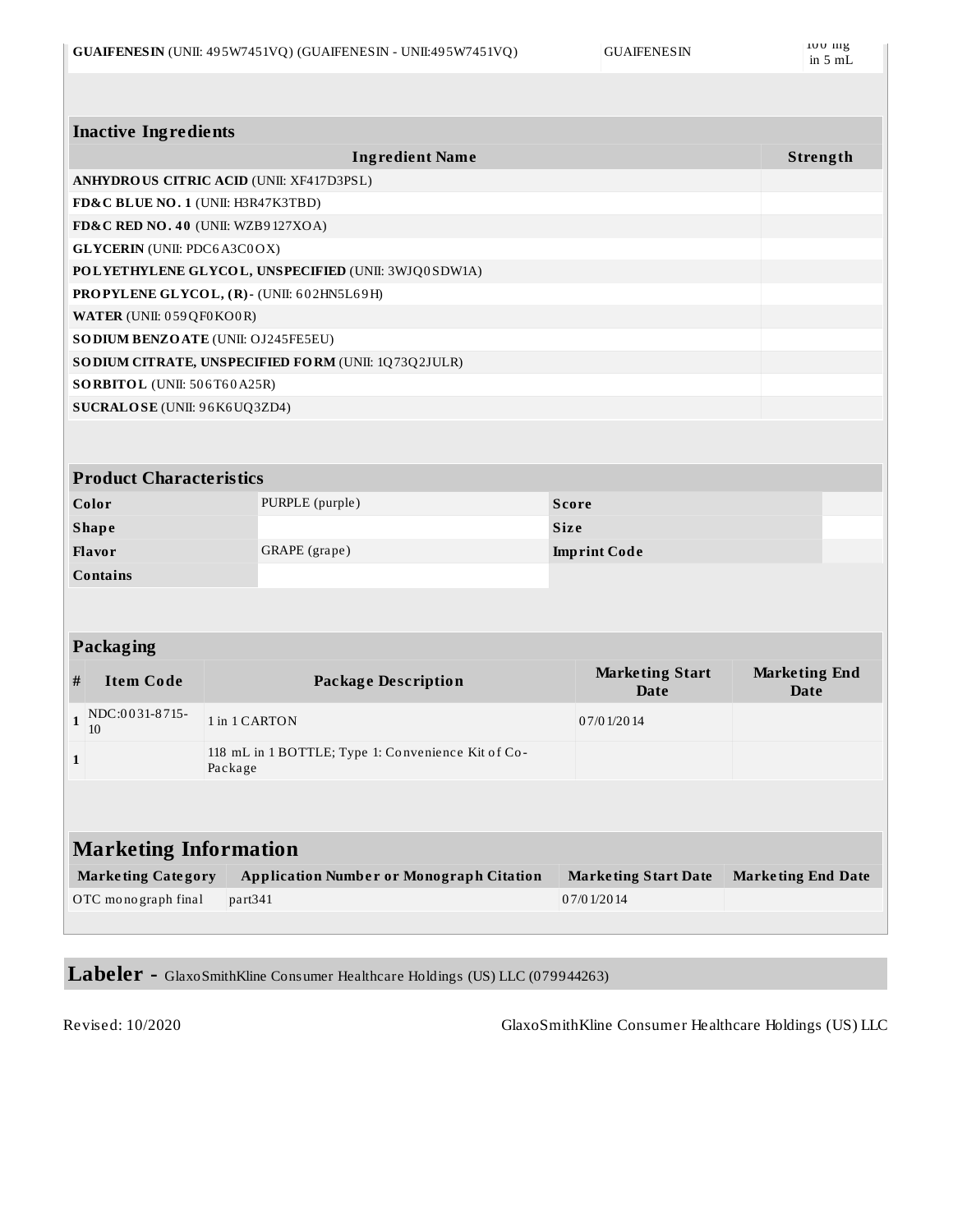| | | |
|---|---|---|
| **GUAIFENESIN** (UNII: 495W7451VQ) (GUAIFENESIN - UNII:495W7451VQ) | GUAIFENESIN | 100 mg in 5 mL |

| Inactive Ingredients | |
|---|---|
| **Ingredient Name** | **Strength** |
| **ANHYDROUS CITRIC ACID** (UNII: XF417D3PSL) | |
| **FD&C BLUE NO. 1** (UNII: H3R47K3TBD) | |
| **FD&C RED NO. 40** (UNII: WZB9127XOA) | |
| **GLYCERIN** (UNII: PDC6A3C0OX) | |
| **POLYETHYLENE GLYCOL, UNSPECIFIED** (UNII: 3WJQ0SDW1A) | |
| **PROPYLENE GLYCOL, (R)-** (UNII: 602HN5L69H) | |
| **WATER** (UNII: 059QF0KO0R) | |
| **SODIUM BENZOATE** (UNII: OJ245FE5EU) | |
| **SODIUM CITRATE, UNSPECIFIED FORM** (UNII: 1Q73Q2JULR) | |
| **SORBITOL** (UNII: 506T60A25R) | |
| **SUCRALOSE** (UNII: 96K6UQ3ZD4) | |

| Product Characteristics | | | |
|---|---|---|---|
| **Color** | PURPLE (purple) | **Score** | |
| **Shape** | | **Size** | |
| **Flavor** | GRAPE (grape) | **Imprint Code** | |
| **Contains** | | | |

| Packaging | | | | |
|---|---|---|---|---|
| **#** | **Item Code** | **Package Description** | **Marketing Start Date** | **Marketing End Date** |
| 1 | NDC:0031-8715-10 | 1 in 1 CARTON | 07/01/2014 | |
| 1 | | 118 mL in 1 BOTTLE; Type 1: Convenience Kit of Co-Package | | |

## Marketing Information

| Marketing Category | Application Number or Monograph Citation | Marketing Start Date | Marketing End Date |
|---|---|---|---|
| OTC monograph final | part341 | 07/01/2014 | |

**Labeler -** GlaxoSmithKline Consumer Healthcare Holdings (US) LLC (079944263)

Revised: 10/2020 GlaxoSmithKline Consumer Healthcare Holdings (US) LLC